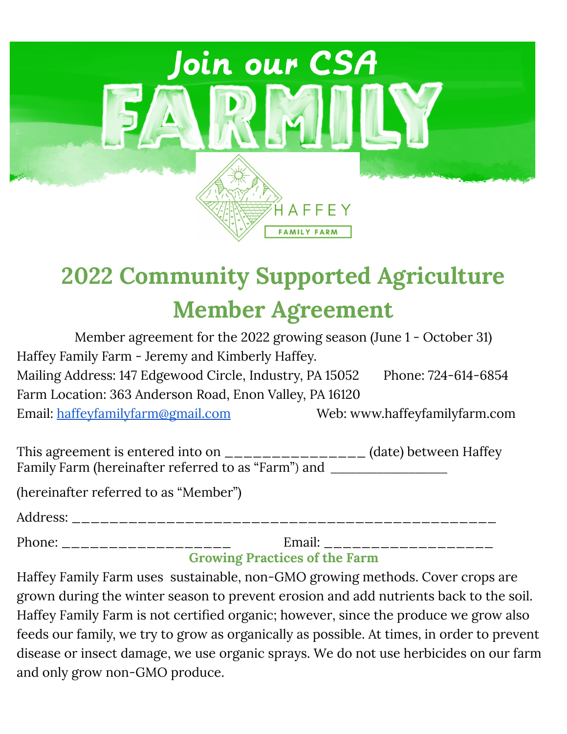Join our CSA

FARMILY

HAFFEY

FAMILY FARM

# 2022 Community Supported Agriculture Member Agreement

Member agreement for the 2022 growing season (June 1 - October 31)

Haffey Family Farm - Jeremy and Kimberly Haffey.

Mailing Address: 147 Edgewood Circle, Industry, PA 15052    Phone: 724-614-6854

Farm Location: 363 Anderson Road, Enon Valley, PA 16120

Email: haffeyfamilyfarm@gmail.com    Web: www.haffeyfamilyfarm.com

This agreement is entered into on ________________ (date) between Haffey Family Farm (hereinafter referred to as "Farm") and ________________

(hereinafter referred to as "Member")

Address: ______________________________________________

Phone: ____________________    Email: ____________________

### Growing Practices of the Farm

Haffey Family Farm uses sustainable, non-GMO growing methods. Cover crops are grown during the winter season to prevent erosion and add nutrients back to the soil. Haffey Family Farm is not certified organic; however, since the produce we grow also feeds our family, we try to grow as organically as possible. At times, in order to prevent disease or insect damage, we use organic sprays. We do not use herbicides on our farm and only grow non-GMO produce.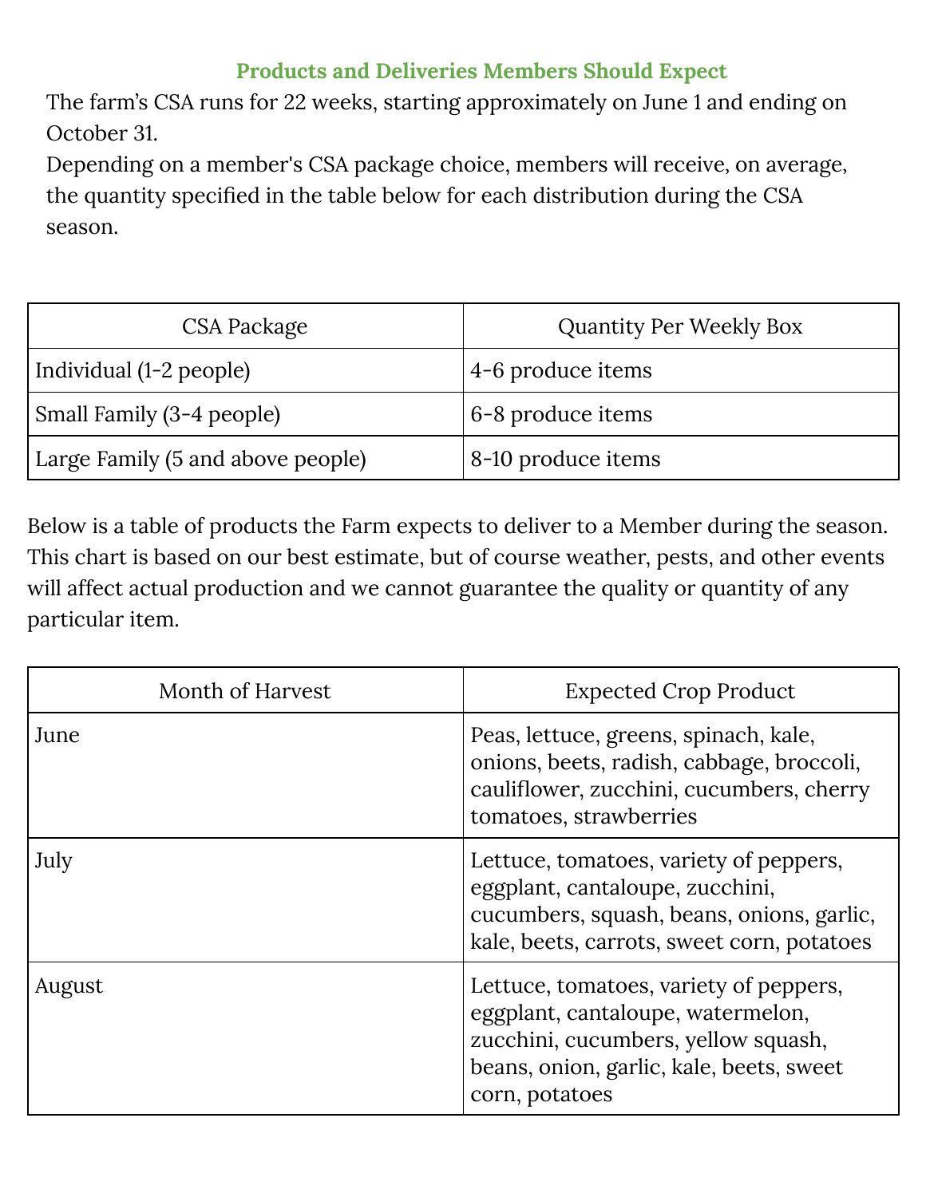## Products and Deliveries Members Should Expect

The farm's CSA runs for 22 weeks, starting approximately on June 1 and ending on October 31.

Depending on a member's CSA package choice, members will receive, on average, the quantity specified in the table below for each distribution during the CSA season.

| CSA Package | Quantity Per Weekly Box |
| --- | --- |
| Individual (1-2 people) | 4-6 produce items |
| Small Family (3-4 people) | 6-8 produce items |
| Large Family (5 and above people) | 8-10 produce items |

Below is a table of products the Farm expects to deliver to a Member during the season. This chart is based on our best estimate, but of course weather, pests, and other events will affect actual production and we cannot guarantee the quality or quantity of any particular item.

| Month of Harvest | Expected Crop Product |
| --- | --- |
| June | Peas, lettuce, greens, spinach, kale, onions, beets, radish, cabbage, broccoli, cauliflower, zucchini, cucumbers, cherry tomatoes, strawberries |
| July | Lettuce, tomatoes, variety of peppers, eggplant, cantaloupe, zucchini, cucumbers, squash, beans, onions, garlic, kale, beets, carrots, sweet corn, potatoes |
| August | Lettuce, tomatoes, variety of peppers, eggplant, cantaloupe, watermelon, zucchini, cucumbers, yellow squash, beans, onion, garlic, kale, beets, sweet corn, potatoes |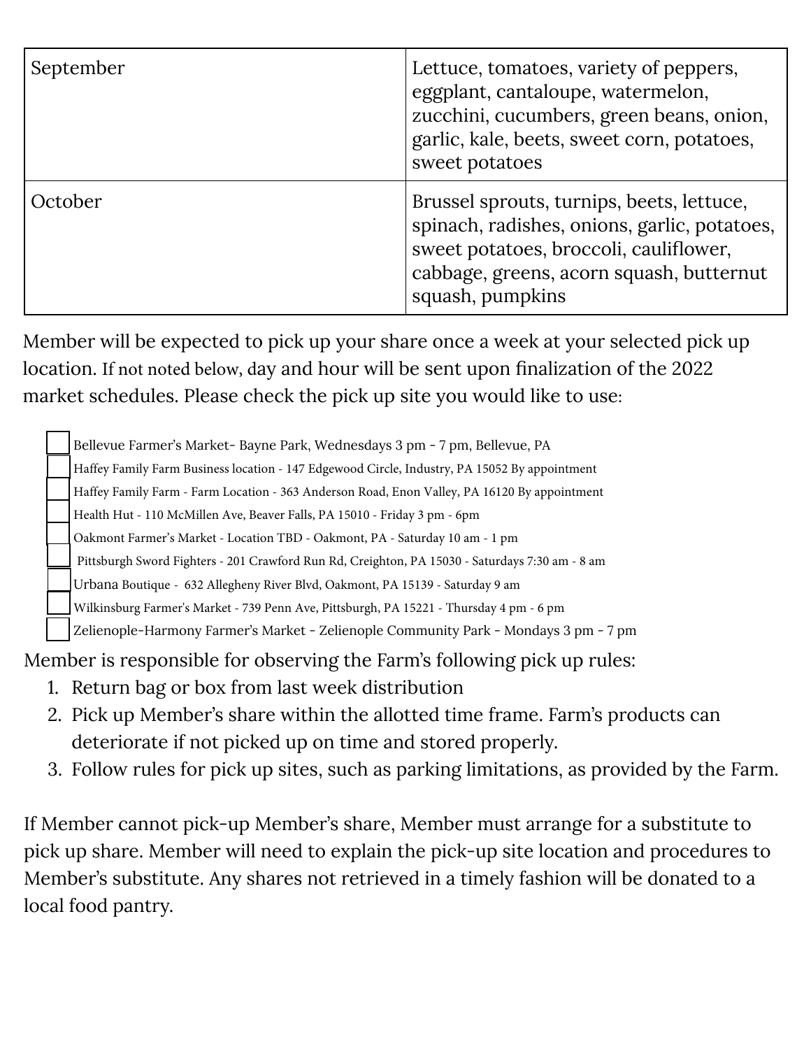| September | Lettuce, tomatoes, variety of peppers, eggplant, cantaloupe, watermelon, zucchini, cucumbers, green beans, onion, garlic, kale, beets, sweet corn, potatoes, sweet potatoes |
|---|---|
| October | Brussel sprouts, turnips, beets, lettuce, spinach, radishes, onions, garlic, potatoes, sweet potatoes, broccoli, cauliflower, cabbage, greens, acorn squash, butternut squash, pumpkins |

Member will be expected to pick up your share once a week at your selected pick up location. If not noted below, day and hour will be sent upon finalization of the 2022 market schedules. Please check the pick up site you would like to use:

- ☐ Bellevue Farmer's Market- Bayne Park, Wednesdays 3 pm - 7 pm, Bellevue, PA
- ☐ Haffey Family Farm Business location - 147 Edgewood Circle, Industry, PA 15052 By appointment
- ☐ Haffey Family Farm - Farm Location - 363 Anderson Road, Enon Valley, PA 16120 By appointment
- ☐ Health Hut - 110 McMillen Ave, Beaver Falls, PA 15010 - Friday 3 pm - 6pm
- ☐ Oakmont Farmer's Market - Location TBD - Oakmont, PA - Saturday 10 am - 1 pm
- ☐ Pittsburgh Sword Fighters - 201 Crawford Run Rd, Creighton, PA 15030 - Saturdays 7:30 am - 8 am
- ☐ Urbana Boutique - 632 Allegheny River Blvd, Oakmont, PA 15139 - Saturday 9 am
- ☐ Wilkinsburg Farmer's Market - 739 Penn Ave, Pittsburgh, PA 15221 - Thursday 4 pm - 6 pm
- ☐ Zelienople-Harmony Farmer's Market - Zelienople Community Park - Mondays 3 pm - 7 pm

Member is responsible for observing the Farm's following pick up rules:

1. Return bag or box from last week distribution
2. Pick up Member's share within the allotted time frame. Farm's products can deteriorate if not picked up on time and stored properly.
3. Follow rules for pick up sites, such as parking limitations, as provided by the Farm.

If Member cannot pick-up Member's share, Member must arrange for a substitute to pick up share. Member will need to explain the pick-up site location and procedures to Member's substitute. Any shares not retrieved in a timely fashion will be donated to a local food pantry.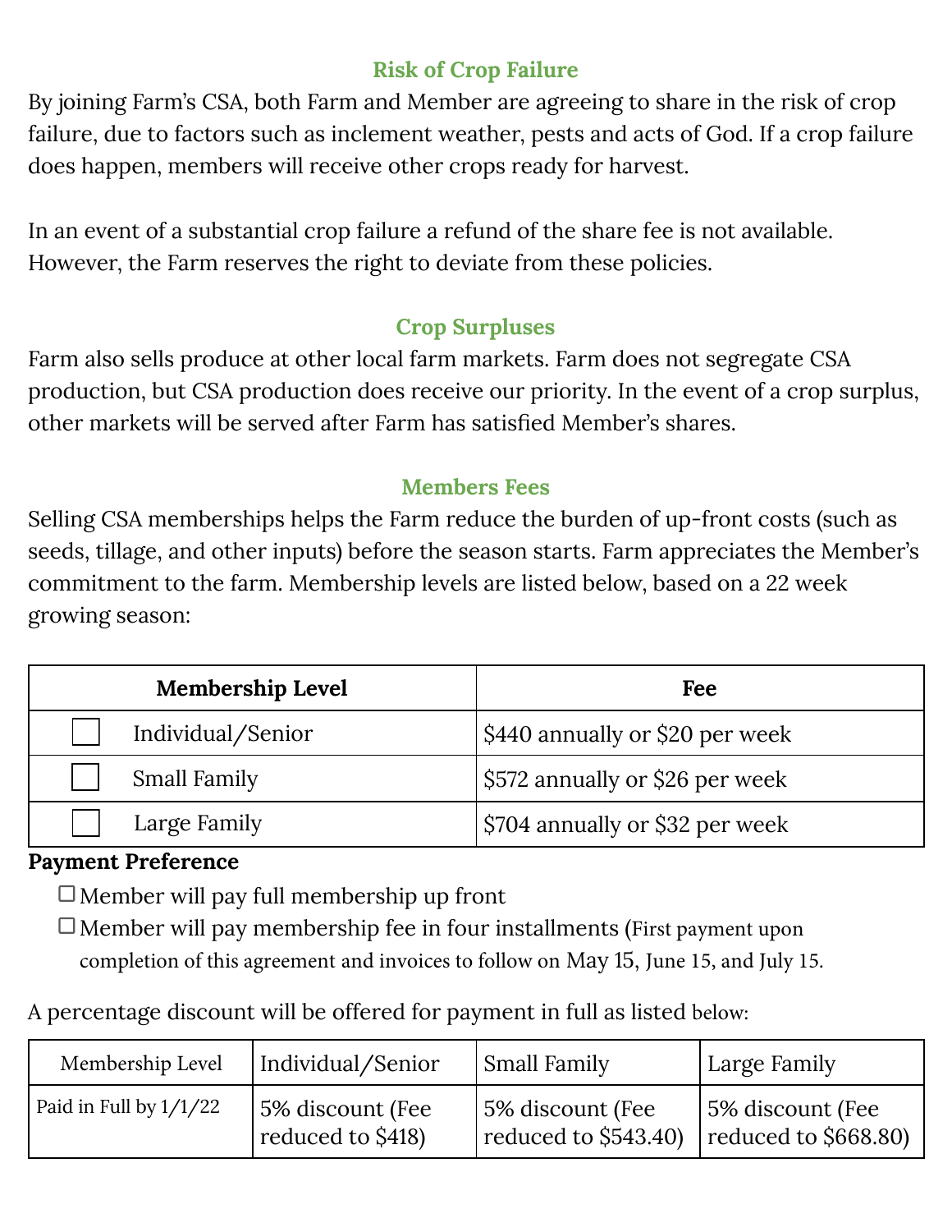### Risk of Crop Failure

By joining Farm's CSA, both Farm and Member are agreeing to share in the risk of crop failure, due to factors such as inclement weather, pests and acts of God. If a crop failure does happen, members will receive other crops ready for harvest.

In an event of a substantial crop failure a refund of the share fee is not available. However, the Farm reserves the right to deviate from these policies.

### Crop Surpluses

Farm also sells produce at other local farm markets. Farm does not segregate CSA production, but CSA production does receive our priority. In the event of a crop surplus, other markets will be served after Farm has satisfied Member's shares.

### Members Fees

Selling CSA memberships helps the Farm reduce the burden of up-front costs (such as seeds, tillage, and other inputs) before the season starts. Farm appreciates the Member's commitment to the farm. Membership levels are listed below, based on a 22 week growing season:

| Membership Level | Fee |
|---|---|
| ☐ Individual/Senior | $440 annually or $20 per week |
| ☐ Small Family | $572 annually or $26 per week |
| ☐ Large Family | $704 annually or $32 per week |

**Payment Preference**

- ☐ Member will pay full membership up front
- ☐ Member will pay membership fee in four installments (First payment upon completion of this agreement and invoices to follow on May 15, June 15, and July 15.

A percentage discount will be offered for payment in full as listed below:

| Membership Level | Individual/Senior | Small Family | Large Family |
|---|---|---|---|
| Paid in Full by 1/1/22 | 5% discount (Fee reduced to $418) | 5% discount (Fee reduced to $543.40) | 5% discount (Fee reduced to $668.80) |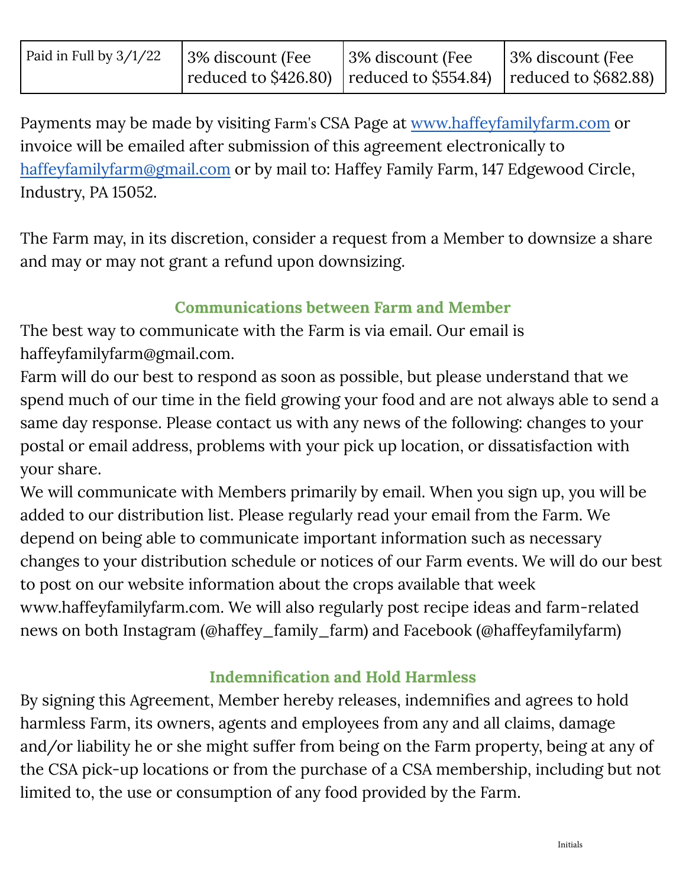| Paid in Full by 3/1/22 | 3% discount (Fee reduced to $426.80) | 3% discount (Fee reduced to $554.84) | 3% discount (Fee reduced to $682.88) |
|---|---|---|---|

Payments may be made by visiting Farm's CSA Page at [www.haffeyfamilyfarm.com](http://www.haffeyfamilyfarm.com) or invoice will be emailed after submission of this agreement electronically to [haffeyfamilyfarm@gmail.com](mailto:haffeyfamilyfarm@gmail.com) or by mail to: Haffey Family Farm, 147 Edgewood Circle, Industry, PA 15052.

The Farm may, in its discretion, consider a request from a Member to downsize a share and may or may not grant a refund upon downsizing.

## Communications between Farm and Member

The best way to communicate with the Farm is via email. Our email is haffeyfamilyfarm@gmail.com.

Farm will do our best to respond as soon as possible, but please understand that we spend much of our time in the field growing your food and are not always able to send a same day response. Please contact us with any news of the following: changes to your postal or email address, problems with your pick up location, or dissatisfaction with your share.

We will communicate with Members primarily by email. When you sign up, you will be added to our distribution list. Please regularly read your email from the Farm. We depend on being able to communicate important information such as necessary changes to your distribution schedule or notices of our Farm events. We will do our best to post on our website information about the crops available that week www.haffeyfamilyfarm.com. We will also regularly post recipe ideas and farm-related news on both Instagram (@haffey_family_farm) and Facebook (@haffeyfamilyfarm)

## Indemnification and Hold Harmless

By signing this Agreement, Member hereby releases, indemnifies and agrees to hold harmless Farm, its owners, agents and employees from any and all claims, damage and/or liability he or she might suffer from being on the Farm property, being at any of the CSA pick-up locations or from the purchase of a CSA membership, including but not limited to, the use or consumption of any food provided by the Farm.

Initials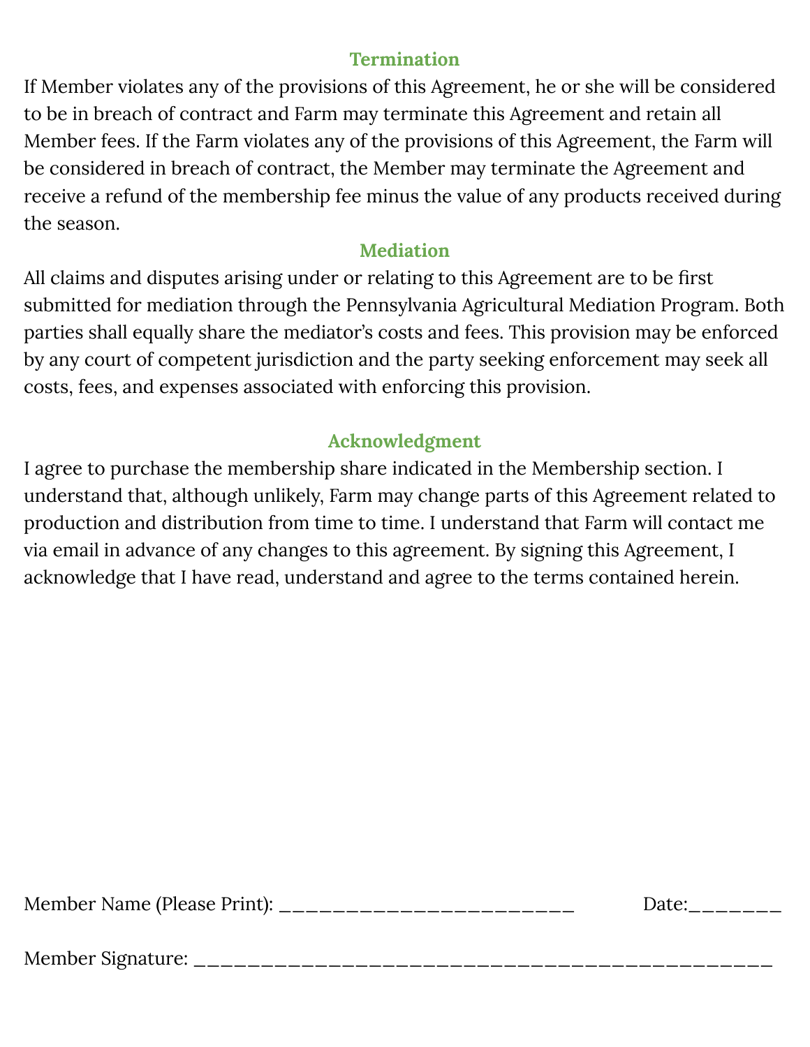### Termination

If Member violates any of the provisions of this Agreement, he or she will be considered to be in breach of contract and Farm may terminate this Agreement and retain all Member fees. If the Farm violates any of the provisions of this Agreement, the Farm will be considered in breach of contract, the Member may terminate the Agreement and receive a refund of the membership fee minus the value of any products received during the season.

### Mediation

All claims and disputes arising under or relating to this Agreement are to be first submitted for mediation through the Pennsylvania Agricultural Mediation Program. Both parties shall equally share the mediator's costs and fees. This provision may be enforced by any court of competent jurisdiction and the party seeking enforcement may seek all costs, fees, and expenses associated with enforcing this provision.

### Acknowledgment

I agree to purchase the membership share indicated in the Membership section. I understand that, although unlikely, Farm may change parts of this Agreement related to production and distribution from time to time. I understand that Farm will contact me via email in advance of any changes to this agreement. By signing this Agreement, I acknowledge that I have read, understand and agree to the terms contained herein.

Member Name (Please Print): ________________________ Date:_______

Member Signature: ______________________________________________